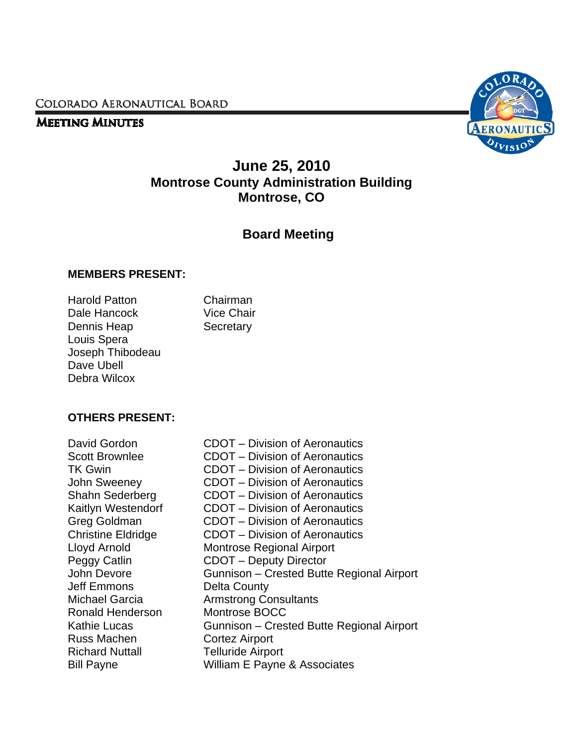COLORADO AERONAUTICAL BOARD

**MEETING MINUTES**

# June 25, 2010
## Montrose County Administration Building
## Montrose, CO

## Board Meeting

**MEMBERS PRESENT:**

| | |
|---|---|
| Harold Patton | Chairman |
| Dale Hancock | Vice Chair |
| Dennis Heap | Secretary |
| Louis Spera | |
| Joseph Thibodeau | |
| Dave Ubell | |
| Debra Wilcox | |

**OTHERS PRESENT:**

| | |
|---|---|
| David Gordon | CDOT – Division of Aeronautics |
| Scott Brownlee | CDOT – Division of Aeronautics |
| TK Gwin | CDOT – Division of Aeronautics |
| John Sweeney | CDOT – Division of Aeronautics |
| Shahn Sederberg | CDOT – Division of Aeronautics |
| Kaitlyn Westendorf | CDOT – Division of Aeronautics |
| Greg Goldman | CDOT – Division of Aeronautics |
| Christine Eldridge | CDOT – Division of Aeronautics |
| Lloyd Arnold | Montrose Regional Airport |
| Peggy Catlin | CDOT – Deputy Director |
| John Devore | Gunnison – Crested Butte Regional Airport |
| Jeff Emmons | Delta County |
| Michael Garcia | Armstrong Consultants |
| Ronald Henderson | Montrose BOCC |
| Kathie Lucas | Gunnison – Crested Butte Regional Airport |
| Russ Machen | Cortez Airport |
| Richard Nuttall | Telluride Airport |
| Bill Payne | William E Payne & Associates |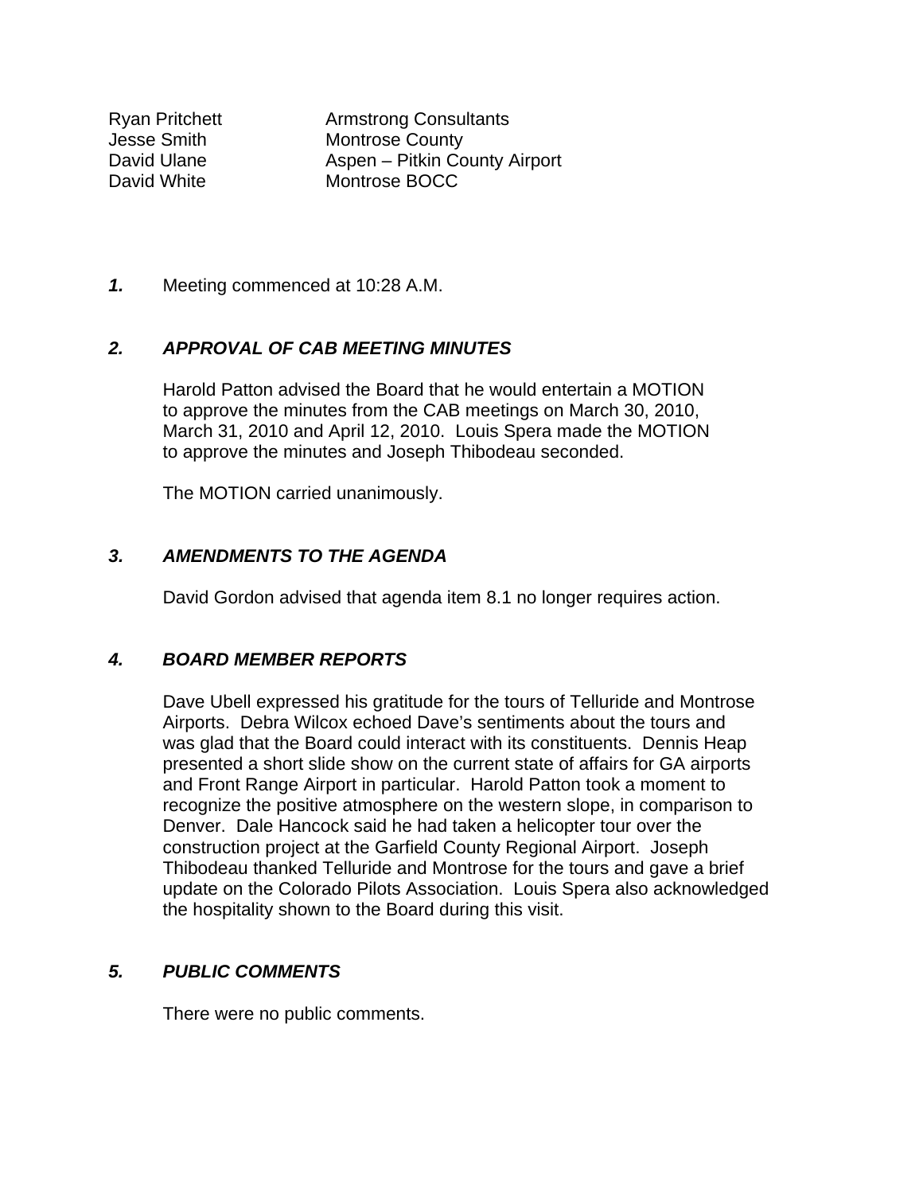| | |
|---|---|
| Ryan Pritchett | Armstrong Consultants |
| Jesse Smith | Montrose County |
| David Ulane | Aspen – Pitkin County Airport |
| David White | Montrose BOCC |

***1.*** Meeting commenced at 10:28 A.M.

## *2. APPROVAL OF CAB MEETING MINUTES*

Harold Patton advised the Board that he would entertain a MOTION to approve the minutes from the CAB meetings on March 30, 2010, March 31, 2010 and April 12, 2010. Louis Spera made the MOTION to approve the minutes and Joseph Thibodeau seconded.

The MOTION carried unanimously.

## *3. AMENDMENTS TO THE AGENDA*

David Gordon advised that agenda item 8.1 no longer requires action.

## *4. BOARD MEMBER REPORTS*

Dave Ubell expressed his gratitude for the tours of Telluride and Montrose Airports. Debra Wilcox echoed Dave's sentiments about the tours and was glad that the Board could interact with its constituents. Dennis Heap presented a short slide show on the current state of affairs for GA airports and Front Range Airport in particular. Harold Patton took a moment to recognize the positive atmosphere on the western slope, in comparison to Denver. Dale Hancock said he had taken a helicopter tour over the construction project at the Garfield County Regional Airport. Joseph Thibodeau thanked Telluride and Montrose for the tours and gave a brief update on the Colorado Pilots Association. Louis Spera also acknowledged the hospitality shown to the Board during this visit.

## *5. PUBLIC COMMENTS*

There were no public comments.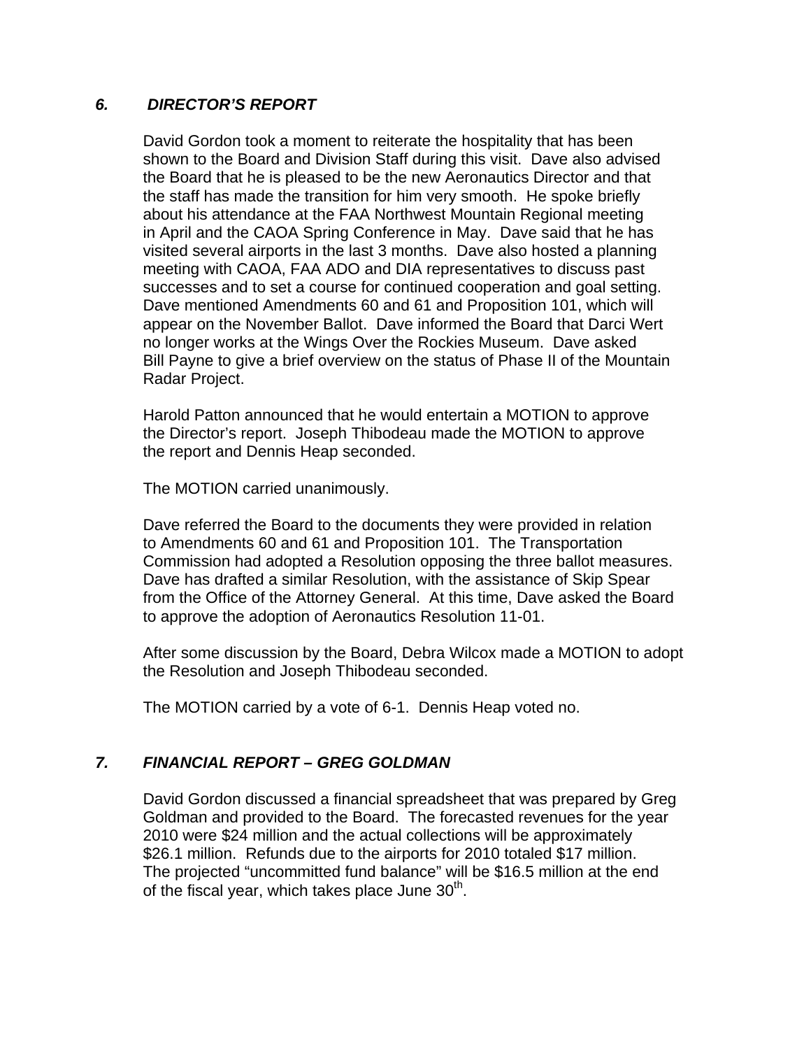## *6. DIRECTOR'S REPORT*

David Gordon took a moment to reiterate the hospitality that has been shown to the Board and Division Staff during this visit. Dave also advised the Board that he is pleased to be the new Aeronautics Director and that the staff has made the transition for him very smooth. He spoke briefly about his attendance at the FAA Northwest Mountain Regional meeting in April and the CAOA Spring Conference in May. Dave said that he has visited several airports in the last 3 months. Dave also hosted a planning meeting with CAOA, FAA ADO and DIA representatives to discuss past successes and to set a course for continued cooperation and goal setting. Dave mentioned Amendments 60 and 61 and Proposition 101, which will appear on the November Ballot. Dave informed the Board that Darci Wert no longer works at the Wings Over the Rockies Museum. Dave asked Bill Payne to give a brief overview on the status of Phase II of the Mountain Radar Project.

Harold Patton announced that he would entertain a MOTION to approve the Director's report. Joseph Thibodeau made the MOTION to approve the report and Dennis Heap seconded.

The MOTION carried unanimously.

Dave referred the Board to the documents they were provided in relation to Amendments 60 and 61 and Proposition 101. The Transportation Commission had adopted a Resolution opposing the three ballot measures. Dave has drafted a similar Resolution, with the assistance of Skip Spear from the Office of the Attorney General. At this time, Dave asked the Board to approve the adoption of Aeronautics Resolution 11-01.

After some discussion by the Board, Debra Wilcox made a MOTION to adopt the Resolution and Joseph Thibodeau seconded.

The MOTION carried by a vote of 6-1. Dennis Heap voted no.

## *7. FINANCIAL REPORT – GREG GOLDMAN*

David Gordon discussed a financial spreadsheet that was prepared by Greg Goldman and provided to the Board. The forecasted revenues for the year 2010 were $24 million and the actual collections will be approximately $26.1 million. Refunds due to the airports for 2010 totaled $17 million. The projected "uncommitted fund balance" will be $16.5 million at the end of the fiscal year, which takes place June 30th.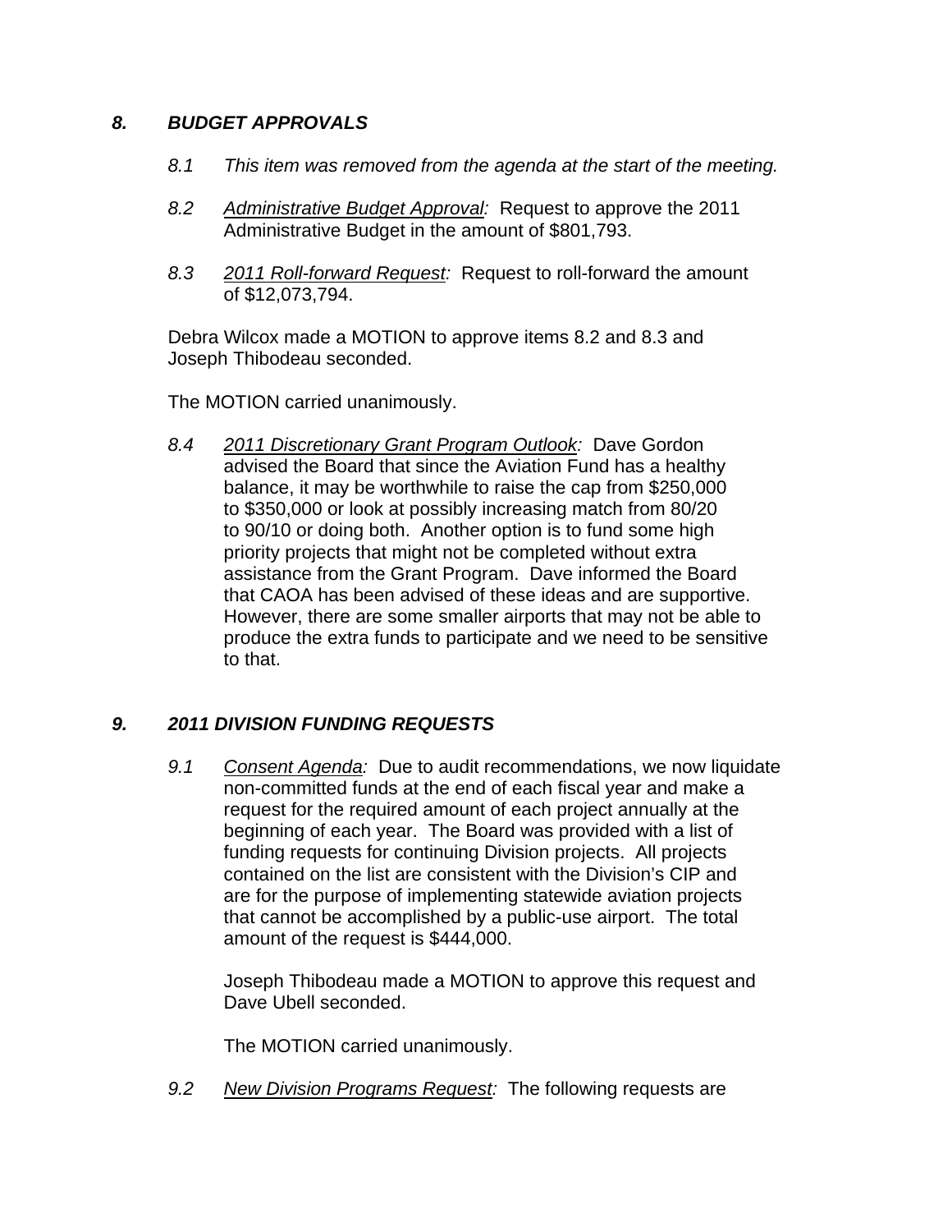## *8. BUDGET APPROVALS*

*8.1 This item was removed from the agenda at the start of the meeting.*

*8.2* *Administrative Budget Approval:* Request to approve the 2011 Administrative Budget in the amount of $801,793.

*8.3* *2011 Roll-forward Request:* Request to roll-forward the amount of $12,073,794.

Debra Wilcox made a MOTION to approve items 8.2 and 8.3 and Joseph Thibodeau seconded.

The MOTION carried unanimously.

*8.4* *2011 Discretionary Grant Program Outlook:* Dave Gordon advised the Board that since the Aviation Fund has a healthy balance, it may be worthwhile to raise the cap from $250,000 to $350,000 or look at possibly increasing match from 80/20 to 90/10 or doing both. Another option is to fund some high priority projects that might not be completed without extra assistance from the Grant Program. Dave informed the Board that CAOA has been advised of these ideas and are supportive. However, there are some smaller airports that may not be able to produce the extra funds to participate and we need to be sensitive to that.

## *9. 2011 DIVISION FUNDING REQUESTS*

*9.1* *Consent Agenda:* Due to audit recommendations, we now liquidate non-committed funds at the end of each fiscal year and make a request for the required amount of each project annually at the beginning of each year. The Board was provided with a list of funding requests for continuing Division projects. All projects contained on the list are consistent with the Division's CIP and are for the purpose of implementing statewide aviation projects that cannot be accomplished by a public-use airport. The total amount of the request is $444,000.

Joseph Thibodeau made a MOTION to approve this request and Dave Ubell seconded.

The MOTION carried unanimously.

*9.2* *New Division Programs Request:* The following requests are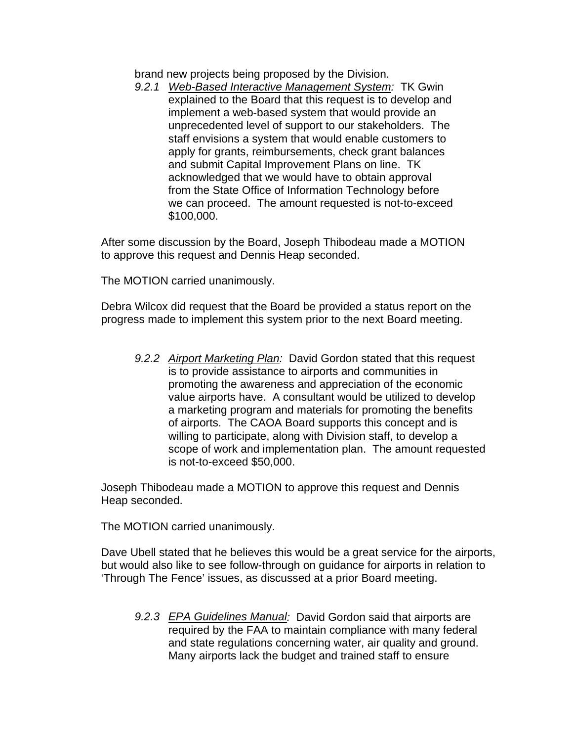brand new projects being proposed by the Division.

9.2.1 *Web-Based Interactive Management System:* TK Gwin explained to the Board that this request is to develop and implement a web-based system that would provide an unprecedented level of support to our stakeholders. The staff envisions a system that would enable customers to apply for grants, reimbursements, check grant balances and submit Capital Improvement Plans on line. TK acknowledged that we would have to obtain approval from the State Office of Information Technology before we can proceed. The amount requested is not-to-exceed $100,000.

After some discussion by the Board, Joseph Thibodeau made a MOTION to approve this request and Dennis Heap seconded.

The MOTION carried unanimously.

Debra Wilcox did request that the Board be provided a status report on the progress made to implement this system prior to the next Board meeting.

9.2.2 *Airport Marketing Plan:* David Gordon stated that this request is to provide assistance to airports and communities in promoting the awareness and appreciation of the economic value airports have. A consultant would be utilized to develop a marketing program and materials for promoting the benefits of airports. The CAOA Board supports this concept and is willing to participate, along with Division staff, to develop a scope of work and implementation plan. The amount requested is not-to-exceed $50,000.

Joseph Thibodeau made a MOTION to approve this request and Dennis Heap seconded.

The MOTION carried unanimously.

Dave Ubell stated that he believes this would be a great service for the airports, but would also like to see follow-through on guidance for airports in relation to 'Through The Fence' issues, as discussed at a prior Board meeting.

9.2.3 *EPA Guidelines Manual:* David Gordon said that airports are required by the FAA to maintain compliance with many federal and state regulations concerning water, air quality and ground. Many airports lack the budget and trained staff to ensure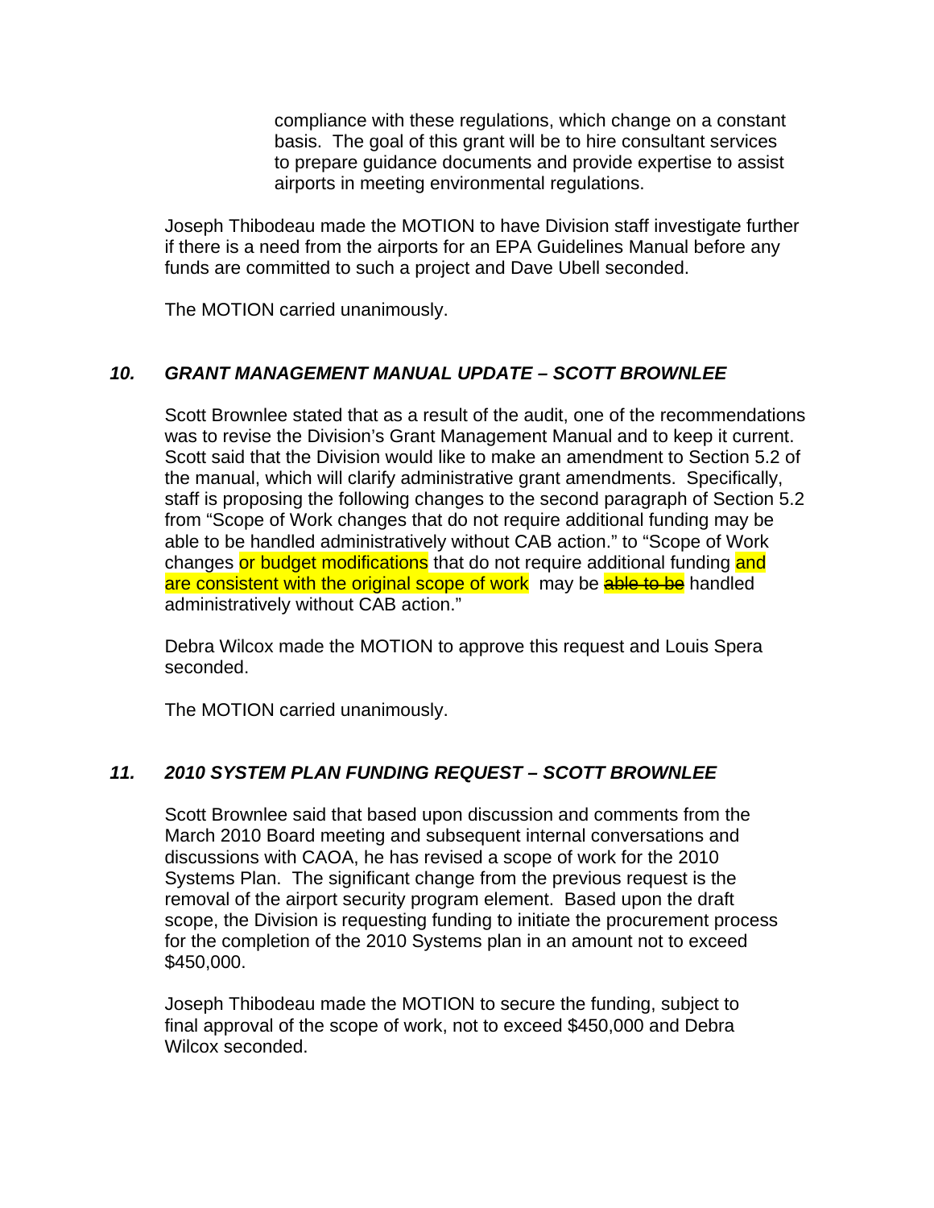compliance with these regulations, which change on a constant basis. The goal of this grant will be to hire consultant services to prepare guidance documents and provide expertise to assist airports in meeting environmental regulations.

Joseph Thibodeau made the MOTION to have Division staff investigate further if there is a need from the airports for an EPA Guidelines Manual before any funds are committed to such a project and Dave Ubell seconded.

The MOTION carried unanimously.

### *10. GRANT MANAGEMENT MANUAL UPDATE – SCOTT BROWNLEE*

Scott Brownlee stated that as a result of the audit, one of the recommendations was to revise the Division's Grant Management Manual and to keep it current. Scott said that the Division would like to make an amendment to Section 5.2 of the manual, which will clarify administrative grant amendments. Specifically, staff is proposing the following changes to the second paragraph of Section 5.2 from "Scope of Work changes that do not require additional funding may be able to be handled administratively without CAB action." to "Scope of Work changes or budget modifications that do not require additional funding and are consistent with the original scope of work may be ~~able to be~~ handled administratively without CAB action."

Debra Wilcox made the MOTION to approve this request and Louis Spera seconded.

The MOTION carried unanimously.

### *11. 2010 SYSTEM PLAN FUNDING REQUEST – SCOTT BROWNLEE*

Scott Brownlee said that based upon discussion and comments from the March 2010 Board meeting and subsequent internal conversations and discussions with CAOA, he has revised a scope of work for the 2010 Systems Plan. The significant change from the previous request is the removal of the airport security program element. Based upon the draft scope, the Division is requesting funding to initiate the procurement process for the completion of the 2010 Systems plan in an amount not to exceed $450,000.

Joseph Thibodeau made the MOTION to secure the funding, subject to final approval of the scope of work, not to exceed $450,000 and Debra Wilcox seconded.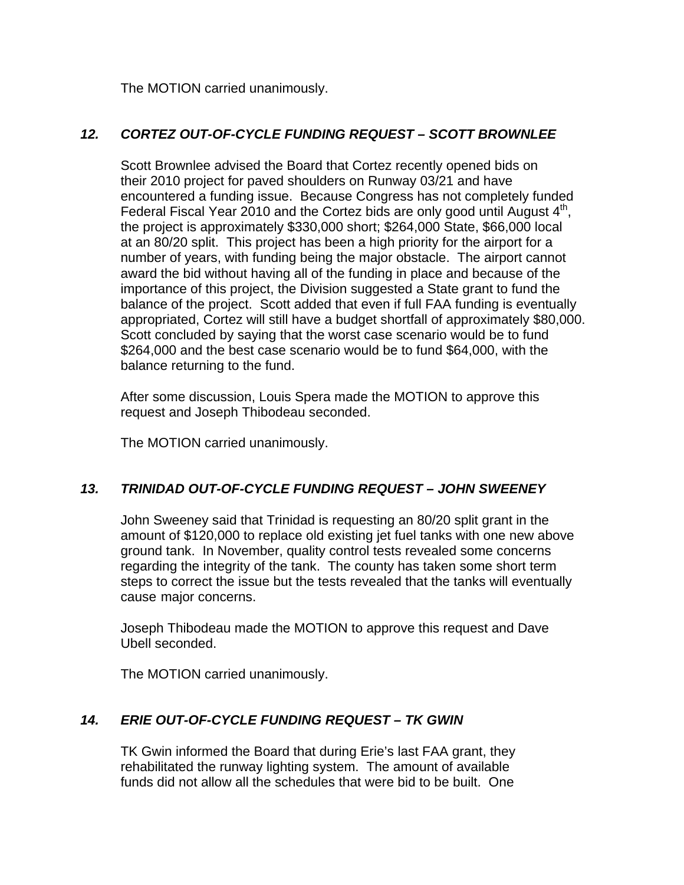The MOTION carried unanimously.

### *12. CORTEZ OUT-OF-CYCLE FUNDING REQUEST – SCOTT BROWNLEE*

Scott Brownlee advised the Board that Cortez recently opened bids on their 2010 project for paved shoulders on Runway 03/21 and have encountered a funding issue. Because Congress has not completely funded Federal Fiscal Year 2010 and the Cortez bids are only good until August 4th, the project is approximately $330,000 short; $264,000 State, $66,000 local at an 80/20 split. This project has been a high priority for the airport for a number of years, with funding being the major obstacle. The airport cannot award the bid without having all of the funding in place and because of the importance of this project, the Division suggested a State grant to fund the balance of the project. Scott added that even if full FAA funding is eventually appropriated, Cortez will still have a budget shortfall of approximately $80,000. Scott concluded by saying that the worst case scenario would be to fund $264,000 and the best case scenario would be to fund $64,000, with the balance returning to the fund.

After some discussion, Louis Spera made the MOTION to approve this request and Joseph Thibodeau seconded.

The MOTION carried unanimously.

### *13. TRINIDAD OUT-OF-CYCLE FUNDING REQUEST – JOHN SWEENEY*

John Sweeney said that Trinidad is requesting an 80/20 split grant in the amount of $120,000 to replace old existing jet fuel tanks with one new above ground tank. In November, quality control tests revealed some concerns regarding the integrity of the tank. The county has taken some short term steps to correct the issue but the tests revealed that the tanks will eventually cause major concerns.

Joseph Thibodeau made the MOTION to approve this request and Dave Ubell seconded.

The MOTION carried unanimously.

### *14. ERIE OUT-OF-CYCLE FUNDING REQUEST – TK GWIN*

TK Gwin informed the Board that during Erie's last FAA grant, they rehabilitated the runway lighting system. The amount of available funds did not allow all the schedules that were bid to be built. One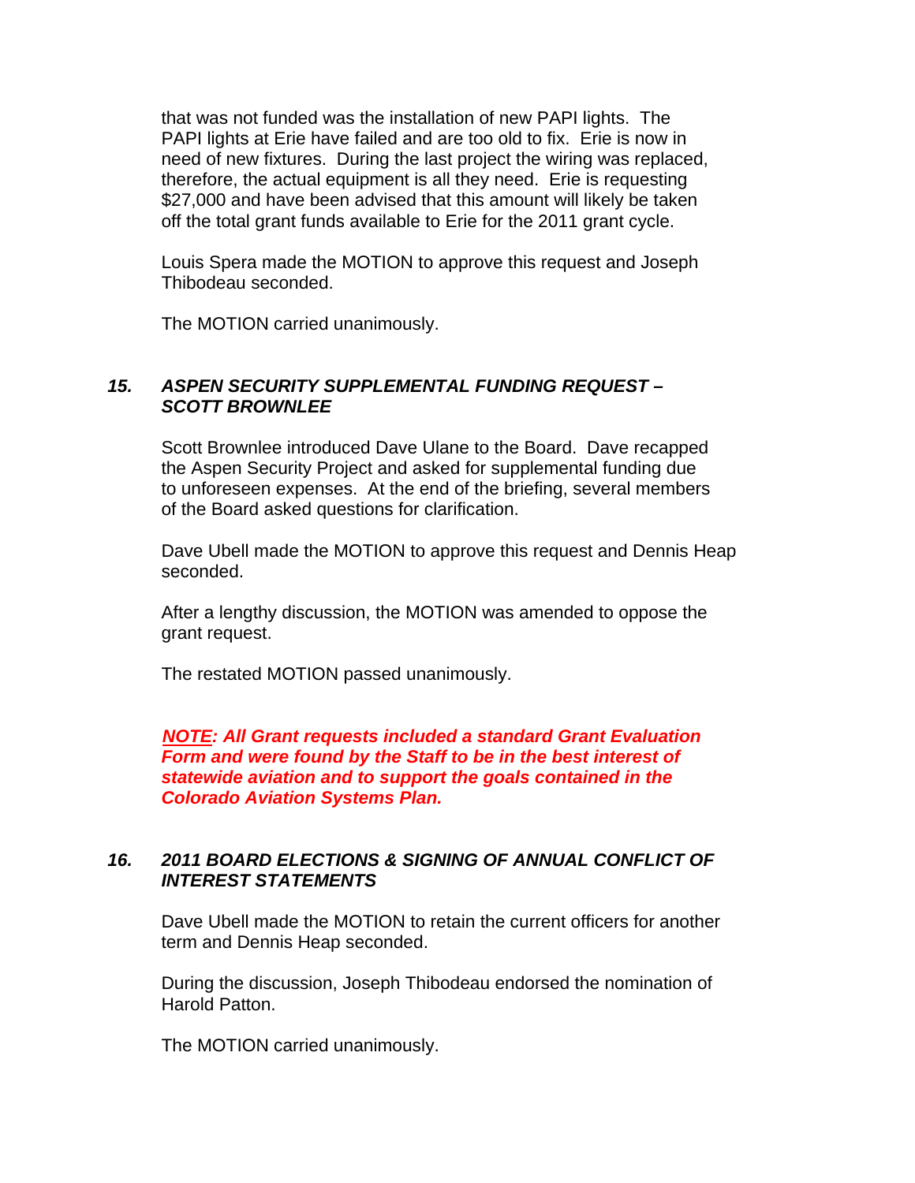that was not funded was the installation of new PAPI lights. The PAPI lights at Erie have failed and are too old to fix. Erie is now in need of new fixtures. During the last project the wiring was replaced, therefore, the actual equipment is all they need. Erie is requesting $27,000 and have been advised that this amount will likely be taken off the total grant funds available to Erie for the 2011 grant cycle.

Louis Spera made the MOTION to approve this request and Joseph Thibodeau seconded.

The MOTION carried unanimously.

### *15. ASPEN SECURITY SUPPLEMENTAL FUNDING REQUEST – SCOTT BROWNLEE*

Scott Brownlee introduced Dave Ulane to the Board. Dave recapped the Aspen Security Project and asked for supplemental funding due to unforeseen expenses. At the end of the briefing, several members of the Board asked questions for clarification.

Dave Ubell made the MOTION to approve this request and Dennis Heap seconded.

After a lengthy discussion, the MOTION was amended to oppose the grant request.

The restated MOTION passed unanimously.

***NOTE: All Grant requests included a standard Grant Evaluation Form and were found by the Staff to be in the best interest of statewide aviation and to support the goals contained in the Colorado Aviation Systems Plan.***

### *16. 2011 BOARD ELECTIONS & SIGNING OF ANNUAL CONFLICT OF INTEREST STATEMENTS*

Dave Ubell made the MOTION to retain the current officers for another term and Dennis Heap seconded.

During the discussion, Joseph Thibodeau endorsed the nomination of Harold Patton.

The MOTION carried unanimously.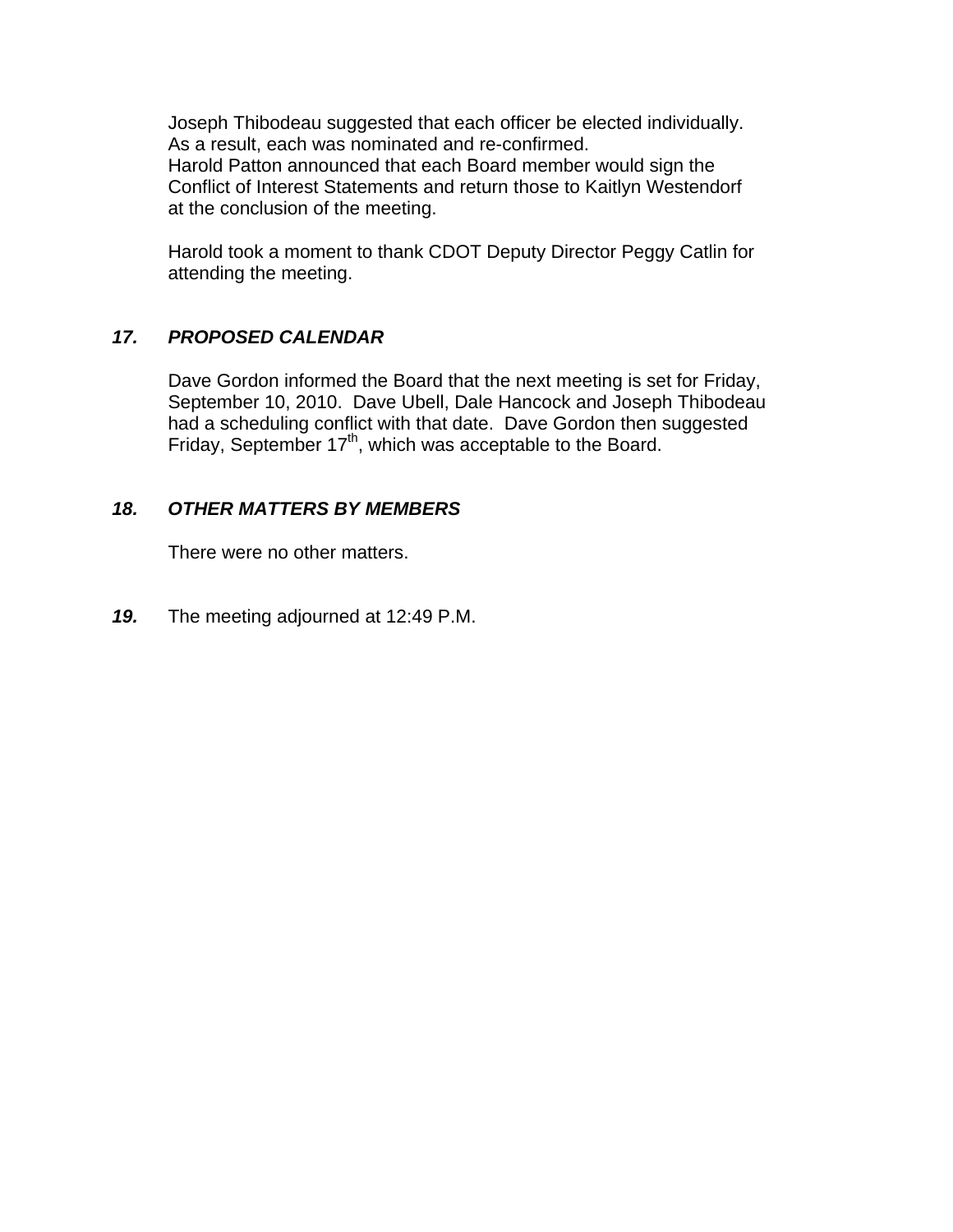Joseph Thibodeau suggested that each officer be elected individually. As a result, each was nominated and re-confirmed.
Harold Patton announced that each Board member would sign the Conflict of Interest Statements and return those to Kaitlyn Westendorf at the conclusion of the meeting.

Harold took a moment to thank CDOT Deputy Director Peggy Catlin for attending the meeting.

### *17. PROPOSED CALENDAR*

Dave Gordon informed the Board that the next meeting is set for Friday, September 10, 2010. Dave Ubell, Dale Hancock and Joseph Thibodeau had a scheduling conflict with that date. Dave Gordon then suggested Friday, September 17th, which was acceptable to the Board.

### *18. OTHER MATTERS BY MEMBERS*

There were no other matters.

***19.*** The meeting adjourned at 12:49 P.M.